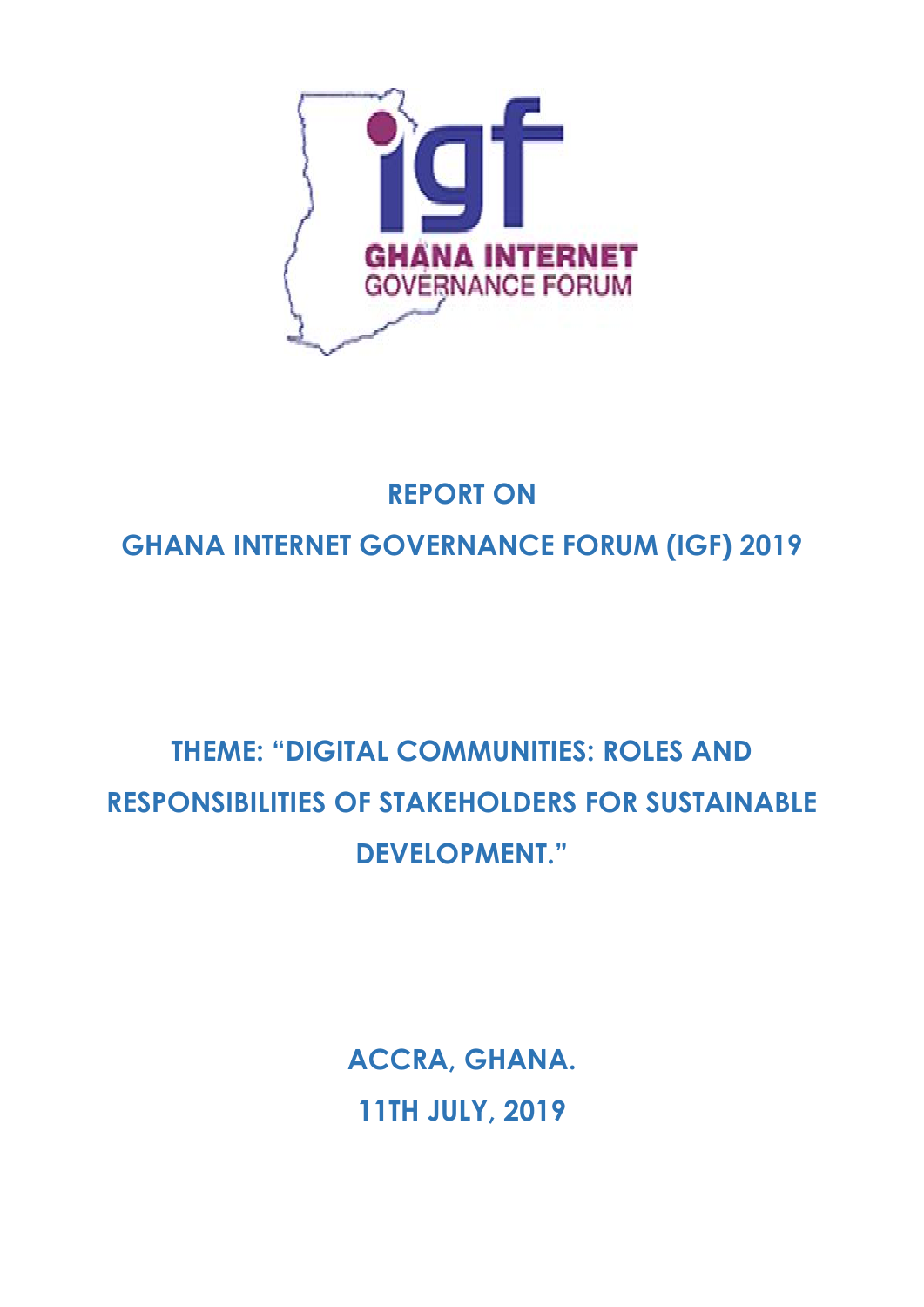igf

GHANA INTERNET GOVERNANCE FORUM

# REPORT ON

# GHANA INTERNET GOVERNANCE FORUM (IGF) 2019

## THEME: "DIGITAL COMMUNITIES: ROLES AND RESPONSIBILITIES OF STAKEHOLDERS FOR SUSTAINABLE DEVELOPMENT."

**ACCRA, GHANA.**

**11TH JULY, 2019**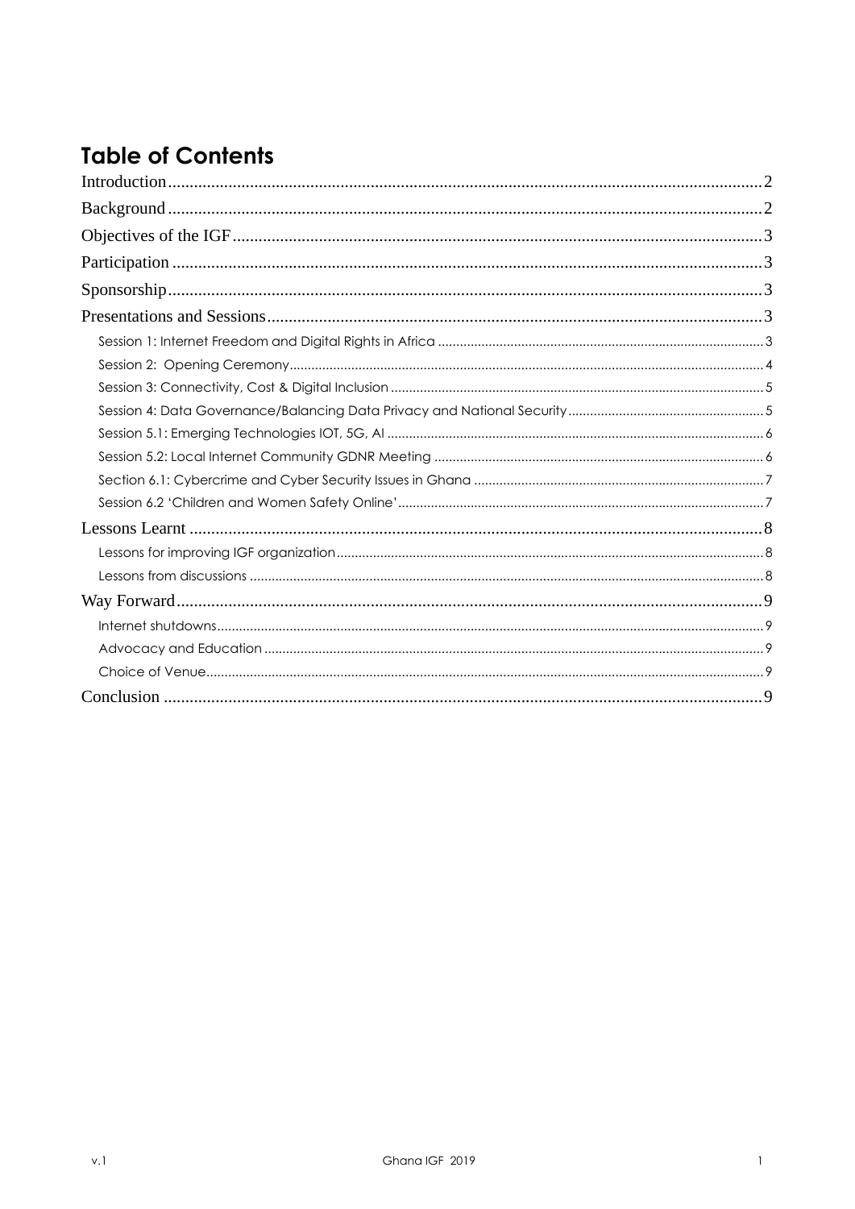# Table of Contents

- Introduction ........ 2
- Background ........ 2
- Objectives of the IGF ........ 3
- Participation ........ 3
- Sponsorship ........ 3
- Presentations and Sessions ........ 3
  - Session 1: Internet Freedom and Digital Rights in Africa ........ 3
  - Session 2: Opening Ceremony ........ 4
  - Session 3: Connectivity, Cost & Digital Inclusion ........ 5
  - Session 4: Data Governance/Balancing Data Privacy and National Security ........ 5
  - Session 5.1: Emerging Technologies IOT, 5G, AI ........ 6
  - Session 5.2: Local Internet Community GDNR Meeting ........ 6
  - Section 6.1: Cybercrime and Cyber Security Issues in Ghana ........ 7
  - Session 6.2 'Children and Women Safety Online' ........ 7
- Lessons Learnt ........ 8
  - Lessons for improving IGF organization ........ 8
  - Lessons from discussions ........ 8
- Way Forward ........ 9
  - Internet shutdowns ........ 9
  - Advocacy and Education ........ 9
  - Choice of Venue ........ 9
- Conclusion ........ 9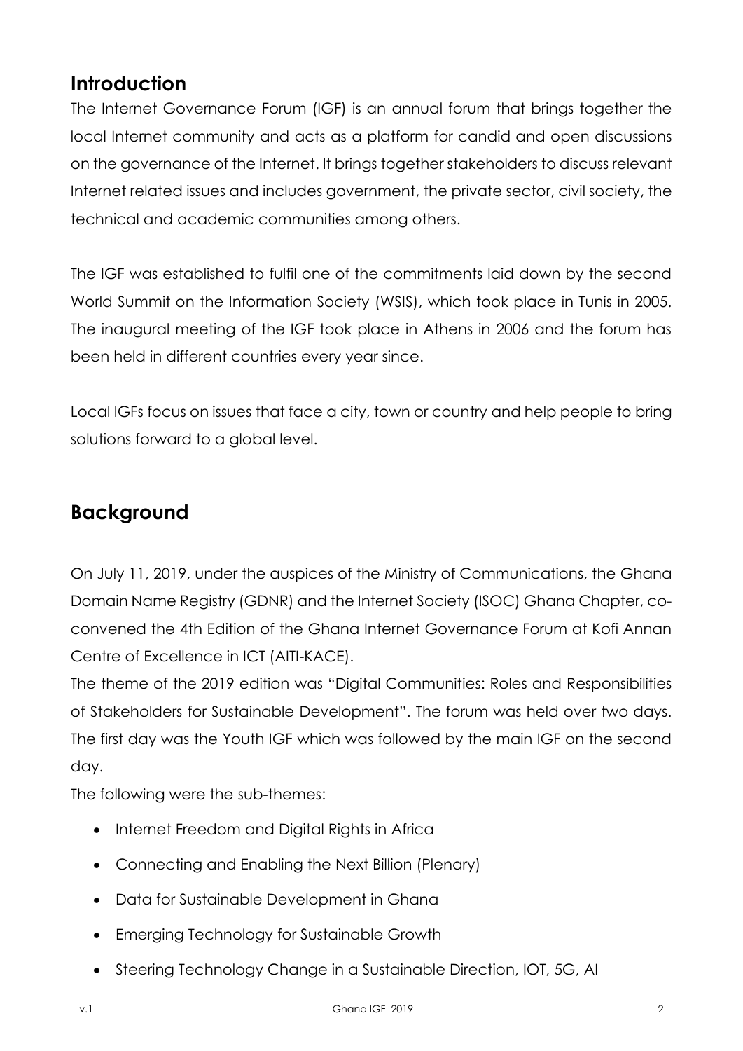## Introduction

The Internet Governance Forum (IGF) is an annual forum that brings together the local Internet community and acts as a platform for candid and open discussions on the governance of the Internet. It brings together stakeholders to discuss relevant Internet related issues and includes government, the private sector, civil society, the technical and academic communities among others.

The IGF was established to fulfil one of the commitments laid down by the second World Summit on the Information Society (WSIS), which took place in Tunis in 2005. The inaugural meeting of the IGF took place in Athens in 2006 and the forum has been held in different countries every year since.

Local IGFs focus on issues that face a city, town or country and help people to bring solutions forward to a global level.

## Background

On July 11, 2019, under the auspices of the Ministry of Communications, the Ghana Domain Name Registry (GDNR) and the Internet Society (ISOC) Ghana Chapter, co-convened the 4th Edition of the Ghana Internet Governance Forum at Kofi Annan Centre of Excellence in ICT (AITI-KACE).

The theme of the 2019 edition was "Digital Communities: Roles and Responsibilities of Stakeholders for Sustainable Development". The forum was held over two days. The first day was the Youth IGF which was followed by the main IGF on the second day.

The following were the sub-themes:

- Internet Freedom and Digital Rights in Africa
- Connecting and Enabling the Next Billion (Plenary)
- Data for Sustainable Development in Ghana
- Emerging Technology for Sustainable Growth
- Steering Technology Change in a Sustainable Direction, IOT, 5G, AI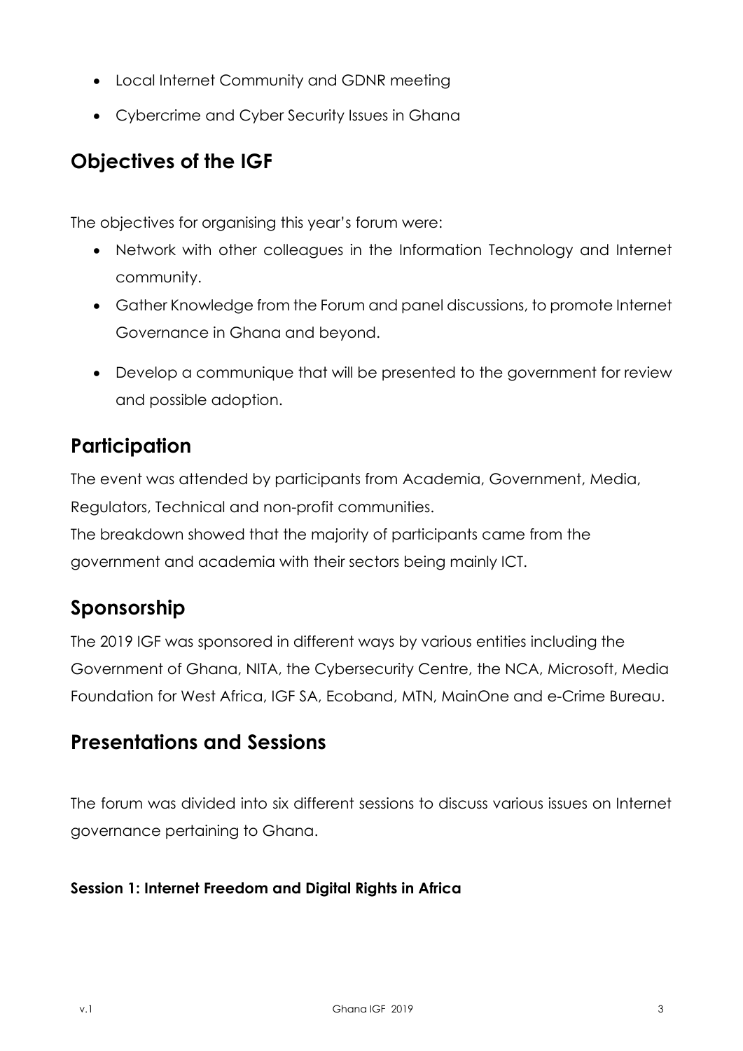- Local Internet Community and GDNR meeting
- Cybercrime and Cyber Security Issues in Ghana

## Objectives of the IGF

The objectives for organising this year's forum were:

- Network with other colleagues in the Information Technology and Internet community.
- Gather Knowledge from the Forum and panel discussions, to promote Internet Governance in Ghana and beyond.
- Develop a communique that will be presented to the government for review and possible adoption.

## Participation

The event was attended by participants from Academia, Government, Media, Regulators, Technical and non-profit communities.
The breakdown showed that the majority of participants came from the government and academia with their sectors being mainly ICT.

## Sponsorship

The 2019 IGF was sponsored in different ways by various entities including the Government of Ghana, NITA, the Cybersecurity Centre, the NCA, Microsoft, Media Foundation for West Africa, IGF SA, Ecoband, MTN, MainOne and e-Crime Bureau.

## Presentations and Sessions

The forum was divided into six different sessions to discuss various issues on Internet governance pertaining to Ghana.

**Session 1: Internet Freedom and Digital Rights in Africa**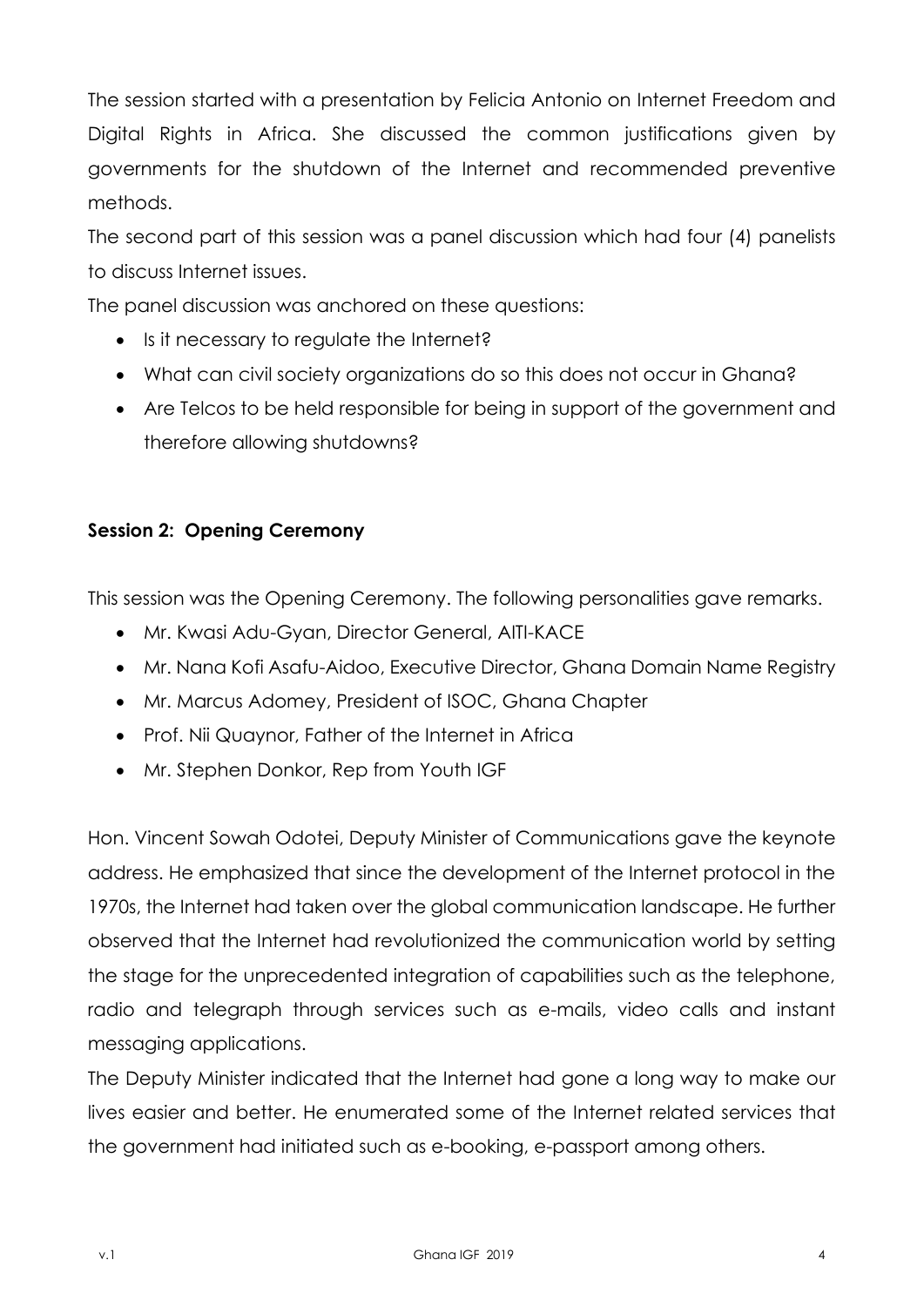The session started with a presentation by Felicia Antonio on Internet Freedom and Digital Rights in Africa. She discussed the common justifications given by governments for the shutdown of the Internet and recommended preventive methods.

The second part of this session was a panel discussion which had four (4) panelists to discuss Internet issues.

The panel discussion was anchored on these questions:

- Is it necessary to regulate the Internet?
- What can civil society organizations do so this does not occur in Ghana?
- Are Telcos to be held responsible for being in support of the government and therefore allowing shutdowns?

**Session 2: Opening Ceremony**

This session was the Opening Ceremony. The following personalities gave remarks.

- Mr. Kwasi Adu-Gyan, Director General, AITI-KACE
- Mr. Nana Kofi Asafu-Aidoo, Executive Director, Ghana Domain Name Registry
- Mr. Marcus Adomey, President of ISOC, Ghana Chapter
- Prof. Nii Quaynor, Father of the Internet in Africa
- Mr. Stephen Donkor, Rep from Youth IGF

Hon. Vincent Sowah Odotei, Deputy Minister of Communications gave the keynote address. He emphasized that since the development of the Internet protocol in the 1970s, the Internet had taken over the global communication landscape. He further observed that the Internet had revolutionized the communication world by setting the stage for the unprecedented integration of capabilities such as the telephone, radio and telegraph through services such as e-mails, video calls and instant messaging applications.

The Deputy Minister indicated that the Internet had gone a long way to make our lives easier and better. He enumerated some of the Internet related services that the government had initiated such as e-booking, e-passport among others.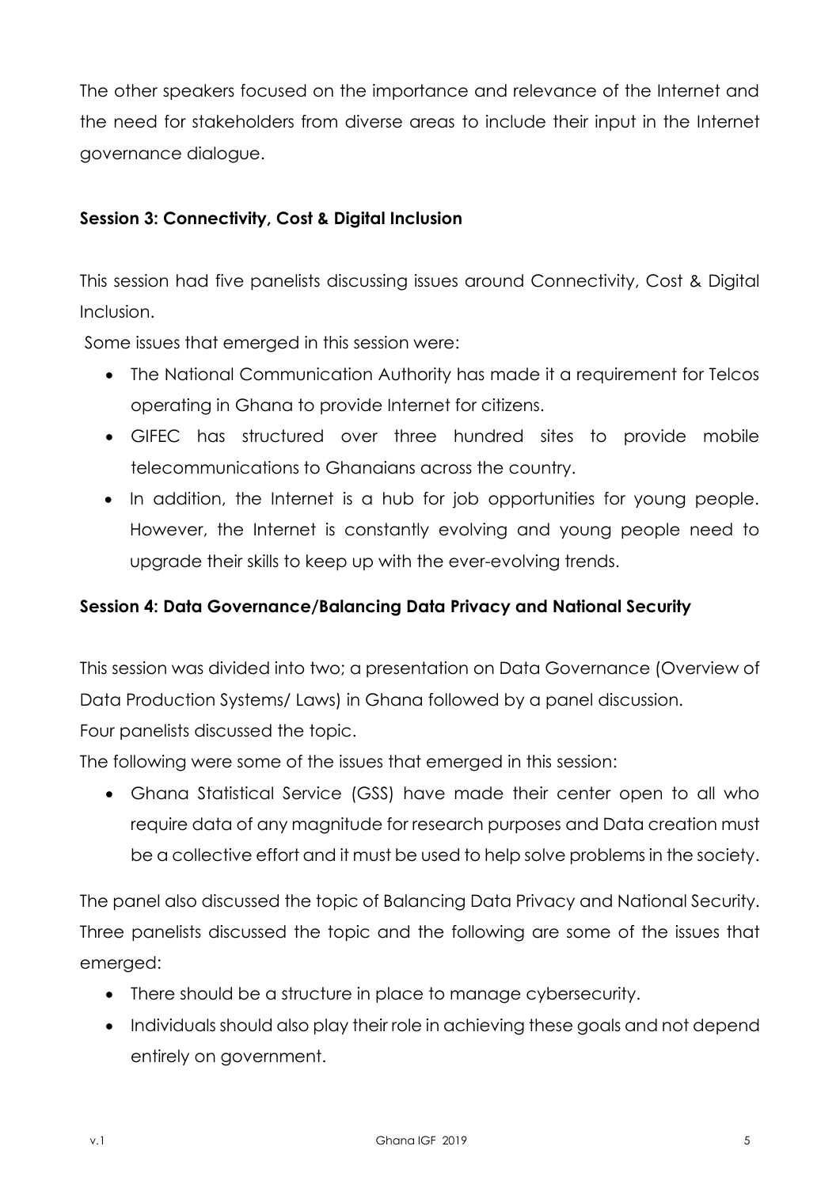The other speakers focused on the importance and relevance of the Internet and the need for stakeholders from diverse areas to include their input in the Internet governance dialogue.

**Session 3: Connectivity, Cost & Digital Inclusion**

This session had five panelists discussing issues around Connectivity, Cost & Digital Inclusion.

Some issues that emerged in this session were:

- The National Communication Authority has made it a requirement for Telcos operating in Ghana to provide Internet for citizens.
- GIFEC has structured over three hundred sites to provide mobile telecommunications to Ghanaians across the country.
- In addition, the Internet is a hub for job opportunities for young people. However, the Internet is constantly evolving and young people need to upgrade their skills to keep up with the ever-evolving trends.

**Session 4: Data Governance/Balancing Data Privacy and National Security**

This session was divided into two; a presentation on Data Governance (Overview of Data Production Systems/ Laws) in Ghana followed by a panel discussion.

Four panelists discussed the topic.

The following were some of the issues that emerged in this session:

- Ghana Statistical Service (GSS) have made their center open to all who require data of any magnitude for research purposes and Data creation must be a collective effort and it must be used to help solve problems in the society.

The panel also discussed the topic of Balancing Data Privacy and National Security. Three panelists discussed the topic and the following are some of the issues that emerged:

- There should be a structure in place to manage cybersecurity.
- Individuals should also play their role in achieving these goals and not depend entirely on government.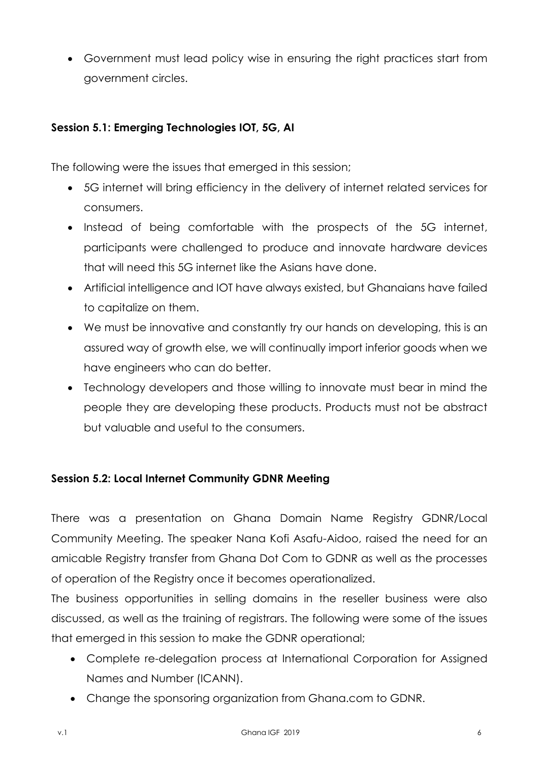- Government must lead policy wise in ensuring the right practices start from government circles.

**Session 5.1: Emerging Technologies IOT, 5G, AI**

The following were the issues that emerged in this session;

- 5G internet will bring efficiency in the delivery of internet related services for consumers.
- Instead of being comfortable with the prospects of the 5G internet, participants were challenged to produce and innovate hardware devices that will need this 5G internet like the Asians have done.
- Artificial intelligence and IOT have always existed, but Ghanaians have failed to capitalize on them.
- We must be innovative and constantly try our hands on developing, this is an assured way of growth else, we will continually import inferior goods when we have engineers who can do better.
- Technology developers and those willing to innovate must bear in mind the people they are developing these products. Products must not be abstract but valuable and useful to the consumers.

**Session 5.2: Local Internet Community GDNR Meeting**

There was a presentation on Ghana Domain Name Registry GDNR/Local Community Meeting. The speaker Nana Kofi Asafu-Aidoo, raised the need for an amicable Registry transfer from Ghana Dot Com to GDNR as well as the processes of operation of the Registry once it becomes operationalized.

The business opportunities in selling domains in the reseller business were also discussed, as well as the training of registrars. The following were some of the issues that emerged in this session to make the GDNR operational;

- Complete re-delegation process at International Corporation for Assigned Names and Number (ICANN).
- Change the sponsoring organization from Ghana.com to GDNR.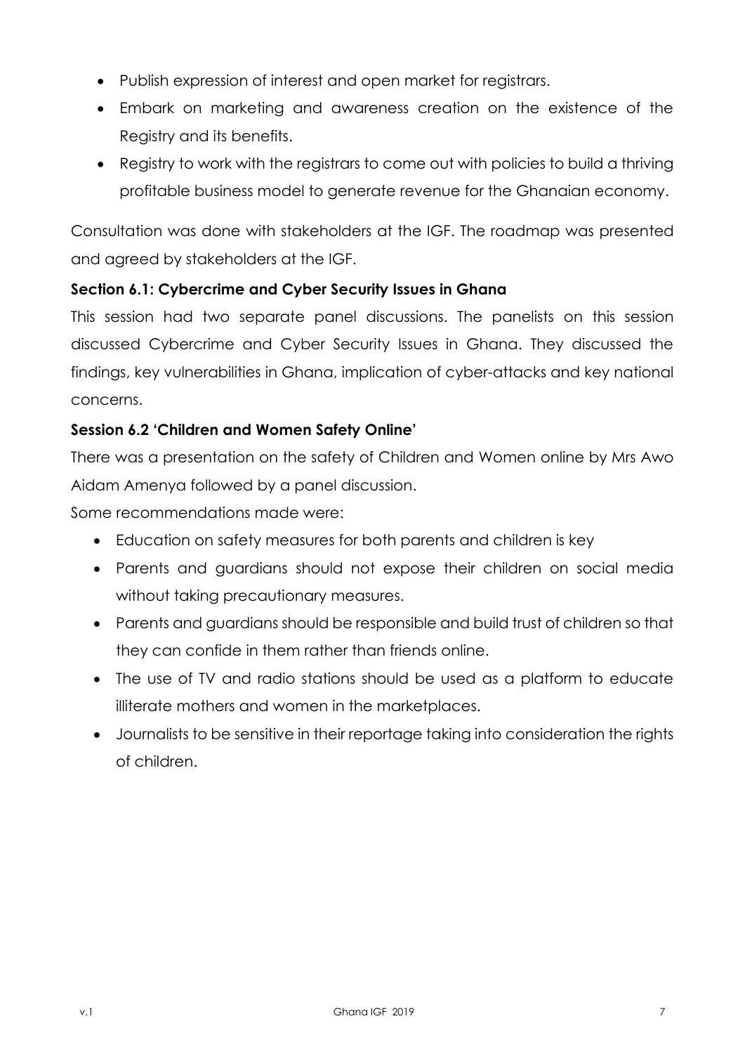- Publish expression of interest and open market for registrars.
- Embark on marketing and awareness creation on the existence of the Registry and its benefits.
- Registry to work with the registrars to come out with policies to build a thriving profitable business model to generate revenue for the Ghanaian economy.

Consultation was done with stakeholders at the IGF. The roadmap was presented and agreed by stakeholders at the IGF.

**Section 6.1: Cybercrime and Cyber Security Issues in Ghana**

This session had two separate panel discussions. The panelists on this session discussed Cybercrime and Cyber Security Issues in Ghana. They discussed the findings, key vulnerabilities in Ghana, implication of cyber-attacks and key national concerns.

**Session 6.2 'Children and Women Safety Online'**

There was a presentation on the safety of Children and Women online by Mrs Awo Aidam Amenya followed by a panel discussion.

Some recommendations made were:

- Education on safety measures for both parents and children is key
- Parents and guardians should not expose their children on social media without taking precautionary measures.
- Parents and guardians should be responsible and build trust of children so that they can confide in them rather than friends online.
- The use of TV and radio stations should be used as a platform to educate illiterate mothers and women in the marketplaces.
- Journalists to be sensitive in their reportage taking into consideration the rights of children.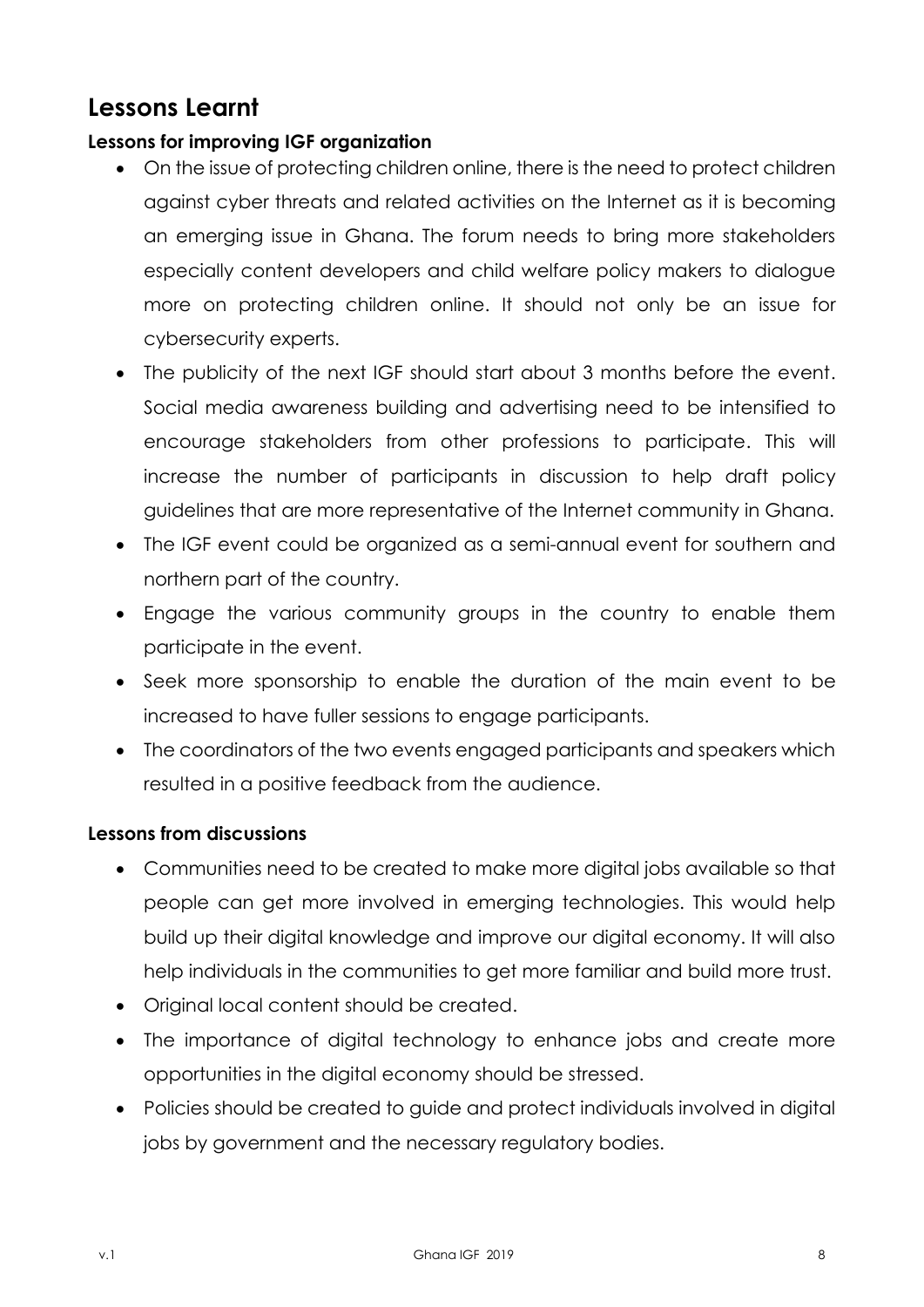## Lessons Learnt

### Lessons for improving IGF organization

- On the issue of protecting children online, there is the need to protect children against cyber threats and related activities on the Internet as it is becoming an emerging issue in Ghana. The forum needs to bring more stakeholders especially content developers and child welfare policy makers to dialogue more on protecting children online. It should not only be an issue for cybersecurity experts.
- The publicity of the next IGF should start about 3 months before the event. Social media awareness building and advertising need to be intensified to encourage stakeholders from other professions to participate. This will increase the number of participants in discussion to help draft policy guidelines that are more representative of the Internet community in Ghana.
- The IGF event could be organized as a semi-annual event for southern and northern part of the country.
- Engage the various community groups in the country to enable them participate in the event.
- Seek more sponsorship to enable the duration of the main event to be increased to have fuller sessions to engage participants.
- The coordinators of the two events engaged participants and speakers which resulted in a positive feedback from the audience.

### Lessons from discussions

- Communities need to be created to make more digital jobs available so that people can get more involved in emerging technologies. This would help build up their digital knowledge and improve our digital economy. It will also help individuals in the communities to get more familiar and build more trust.
- Original local content should be created.
- The importance of digital technology to enhance jobs and create more opportunities in the digital economy should be stressed.
- Policies should be created to guide and protect individuals involved in digital jobs by government and the necessary regulatory bodies.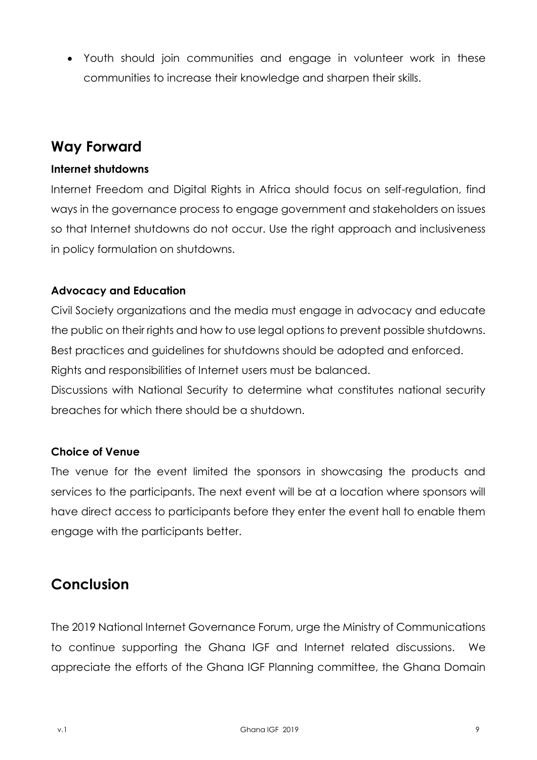- Youth should join communities and engage in volunteer work in these communities to increase their knowledge and sharpen their skills.

## Way Forward

**Internet shutdowns**

Internet Freedom and Digital Rights in Africa should focus on self-regulation, find ways in the governance process to engage government and stakeholders on issues so that Internet shutdowns do not occur. Use the right approach and inclusiveness in policy formulation on shutdowns.

**Advocacy and Education**

Civil Society organizations and the media must engage in advocacy and educate the public on their rights and how to use legal options to prevent possible shutdowns. Best practices and guidelines for shutdowns should be adopted and enforced. Rights and responsibilities of Internet users must be balanced.

Discussions with National Security to determine what constitutes national security breaches for which there should be a shutdown.

**Choice of Venue**

The venue for the event limited the sponsors in showcasing the products and services to the participants. The next event will be at a location where sponsors will have direct access to participants before they enter the event hall to enable them engage with the participants better.

## Conclusion

The 2019 National Internet Governance Forum, urge the Ministry of Communications to continue supporting the Ghana IGF and Internet related discussions. We appreciate the efforts of the Ghana IGF Planning committee, the Ghana Domain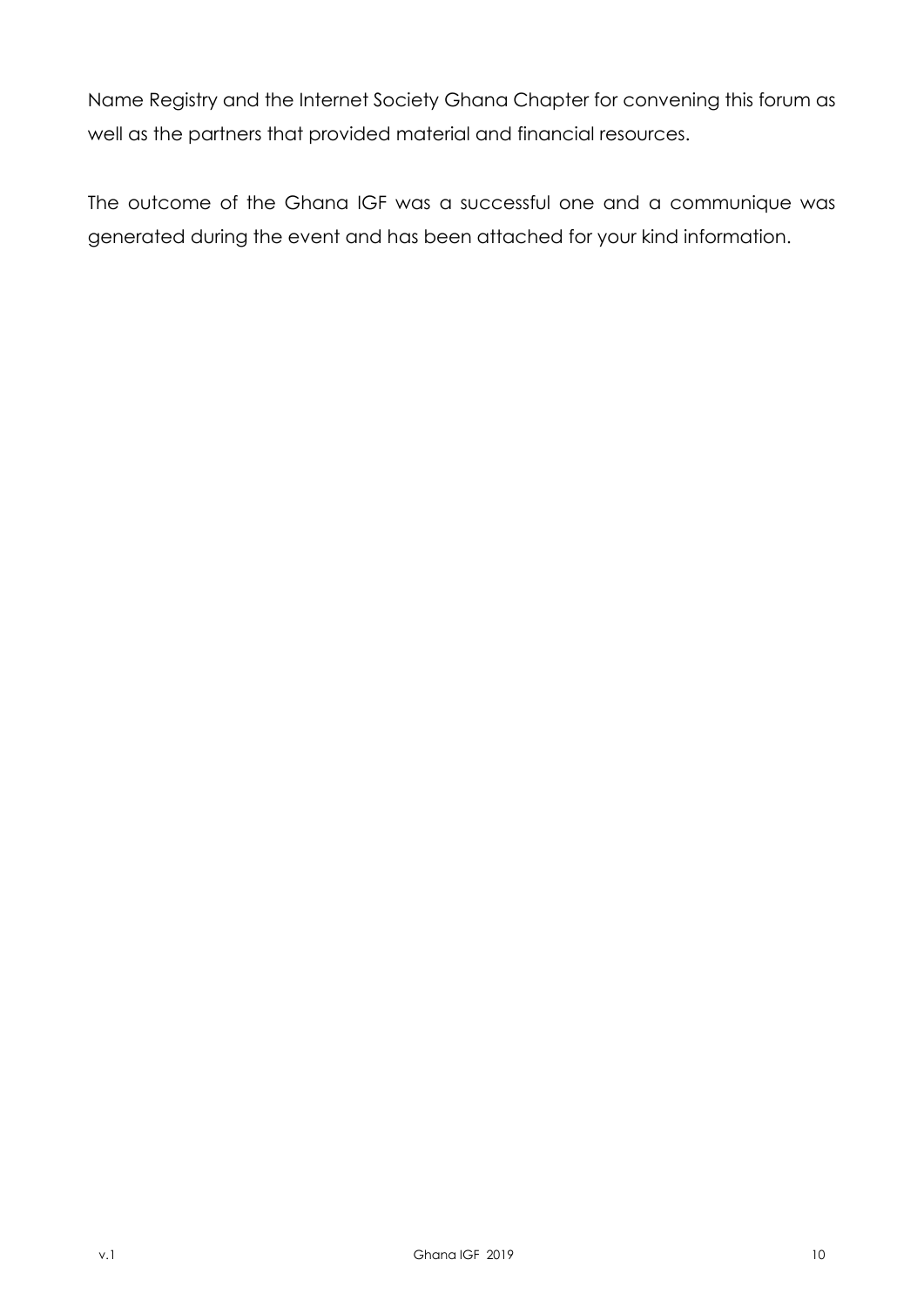Name Registry and the Internet Society Ghana Chapter for convening this forum as well as the partners that provided material and financial resources.

The outcome of the Ghana IGF was a successful one and a communique was generated during the event and has been attached for your kind information.